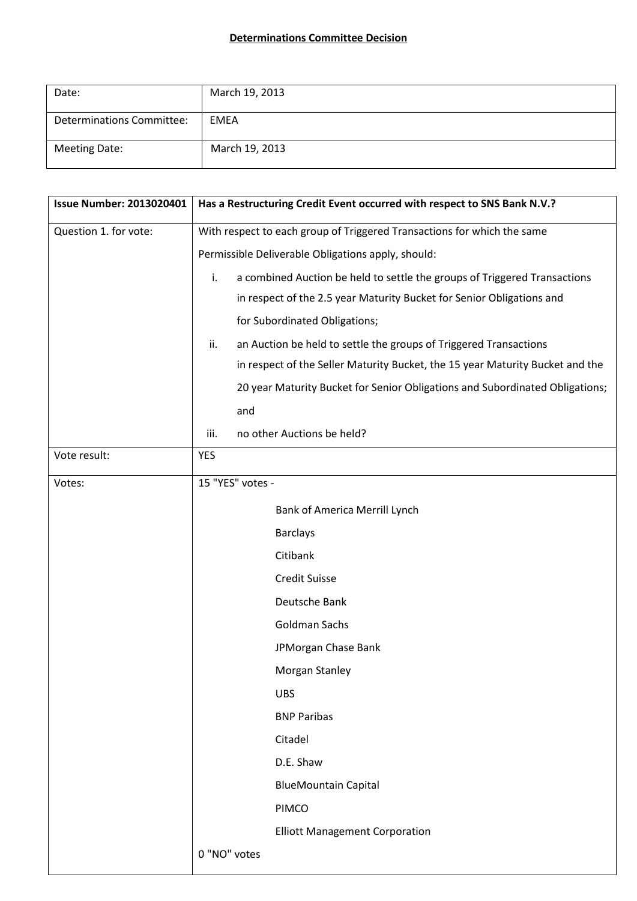**Determinations Committee Decision**

| Date: | March 19, 2013 |
| --- | --- |
| Determinations Committee: | EMEA |
| Meeting Date: | March 19, 2013 |

| **Issue Number: 2013020401** | **Has a Restructuring Credit Event occurred with respect to SNS Bank N.V.?** |
| --- | --- |
| Question 1. for vote: | With respect to each group of Triggered Transactions for which the same Permissible Deliverable Obligations apply, should:<br>i. a combined Auction be held to settle the groups of Triggered Transactions in respect of the 2.5 year Maturity Bucket for Senior Obligations and for Subordinated Obligations;<br>ii. an Auction be held to settle the groups of Triggered Transactions in respect of the Seller Maturity Bucket, the 15 year Maturity Bucket and the 20 year Maturity Bucket for Senior Obligations and Subordinated Obligations; and<br>iii. no other Auctions be held? |
| Vote result: | YES |
| Votes: | 15 "YES" votes -<br>Bank of America Merrill Lynch<br>Barclays<br>Citibank<br>Credit Suisse<br>Deutsche Bank<br>Goldman Sachs<br>JPMorgan Chase Bank<br>Morgan Stanley<br>UBS<br>BNP Paribas<br>Citadel<br>D.E. Shaw<br>BlueMountain Capital<br>PIMCO<br>Elliott Management Corporation<br>0 "NO" votes |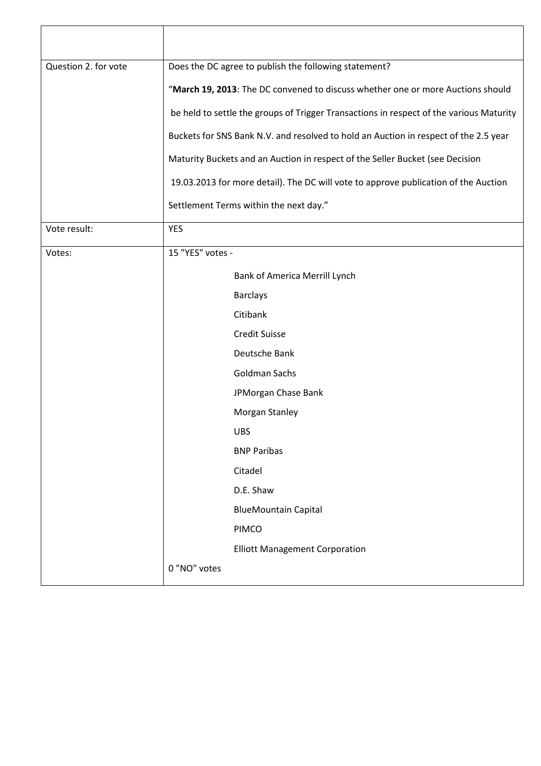| | |
|---|---|
| | |
| Question 2. for vote | Does the DC agree to publish the following statement?<br><br>"**March 19, 2013**: The DC convened to discuss whether one or more Auctions should be held to settle the groups of Trigger Transactions in respect of the various Maturity Buckets for SNS Bank N.V. and resolved to hold an Auction in respect of the 2.5 year Maturity Buckets and an Auction in respect of the Seller Bucket (see Decision 19.03.2013 for more detail). The DC will vote to approve publication of the Auction Settlement Terms within the next day." |
| Vote result: | YES |
| Votes: | 15 "YES" votes -<br><br>Bank of America Merrill Lynch<br>Barclays<br>Citibank<br>Credit Suisse<br>Deutsche Bank<br>Goldman Sachs<br>JPMorgan Chase Bank<br>Morgan Stanley<br>UBS<br>BNP Paribas<br>Citadel<br>D.E. Shaw<br>BlueMountain Capital<br>PIMCO<br>Elliott Management Corporation<br><br>0 "NO" votes |